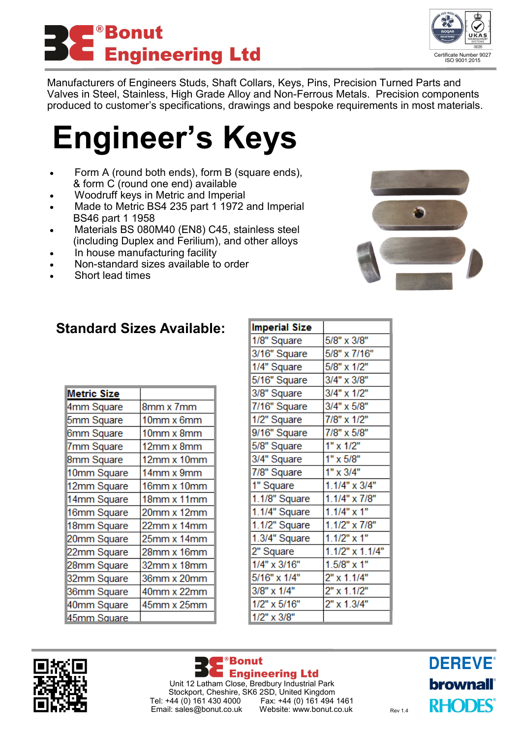# ®Bonut Engineering Ltd

Certificate Number 9027
ISO 9001:2015

Manufacturers of Engineers Studs, Shaft Collars, Keys, Pins, Precision Turned Parts and Valves in Steel, Stainless, High Grade Alloy and Non-Ferrous Metals. Precision components produced to customer's specifications, drawings and bespoke requirements in most materials.

# Engineer's Keys

- Form A (round both ends), form B (square ends), & form C (round one end) available
- Woodruff keys in Metric and Imperial
- Made to Metric BS4 235 part 1 1972 and Imperial BS46 part 1 1958
- Materials BS 080M40 (EN8) C45, stainless steel (including Duplex and Ferilium), and other alloys
- In house manufacturing facility
- Non-standard sizes available to order
- Short lead times

## Standard Sizes Available:

| Metric Size | |
|---|---|
| 4mm Square | 8mm x 7mm |
| 5mm Square | 10mm x 6mm |
| 6mm Square | 10mm x 8mm |
| 7mm Square | 12mm x 8mm |
| 8mm Square | 12mm x 10mm |
| 10mm Square | 14mm x 9mm |
| 12mm Square | 16mm x 10mm |
| 14mm Square | 18mm x 11mm |
| 16mm Square | 20mm x 12mm |
| 18mm Square | 22mm x 14mm |
| 20mm Square | 25mm x 14mm |
| 22mm Square | 28mm x 16mm |
| 28mm Square | 32mm x 18mm |
| 32mm Square | 36mm x 20mm |
| 36mm Square | 40mm x 22mm |
| 40mm Square | 45mm x 25mm |
| 45mm Square | |

| Imperial Size | |
|---|---|
| 1/8" Square | 5/8" x 3/8" |
| 3/16" Square | 5/8" x 7/16" |
| 1/4" Square | 5/8" x 1/2" |
| 5/16" Square | 3/4" x 3/8" |
| 3/8" Square | 3/4" x 1/2" |
| 7/16" Square | 3/4" x 5/8" |
| 1/2" Square | 7/8" x 1/2" |
| 9/16" Square | 7/8" x 5/8" |
| 5/8" Square | 1" x 1/2" |
| 3/4" Square | 1" x 5/8" |
| 7/8" Square | 1" x 3/4" |
| 1" Square | 1.1/4" x 3/4" |
| 1.1/8" Square | 1.1/4" x 7/8" |
| 1.1/4" Square | 1.1/4" x 1" |
| 1.1/2" Square | 1.1/2" x 7/8" |
| 1.3/4" Square | 1.1/2" x 1" |
| 2" Square | 1.1/2" x 1.1/4" |
| 1/4" x 3/16" | 1.5/8" x 1" |
| 5/16" x 1/4" | 2" x 1.1/4" |
| 3/8" x 1/4" | 2" x 1.1/2" |
| 1/2" x 5/16" | 2" x 1.3/4" |
| 1/2" x 3/8" | |

®Bonut Engineering Ltd
Unit 12 Latham Close, Bredbury Industrial Park
Stockport, Cheshire, SK6 2SD, United Kingdom
Tel: +44 (0) 161 430 4000 Fax: +44 (0) 161 494 1461
Email: sales@bonut.co.uk Website: www.bonut.co.uk

Rev 1.4

DEREVE® brownall® RHODES®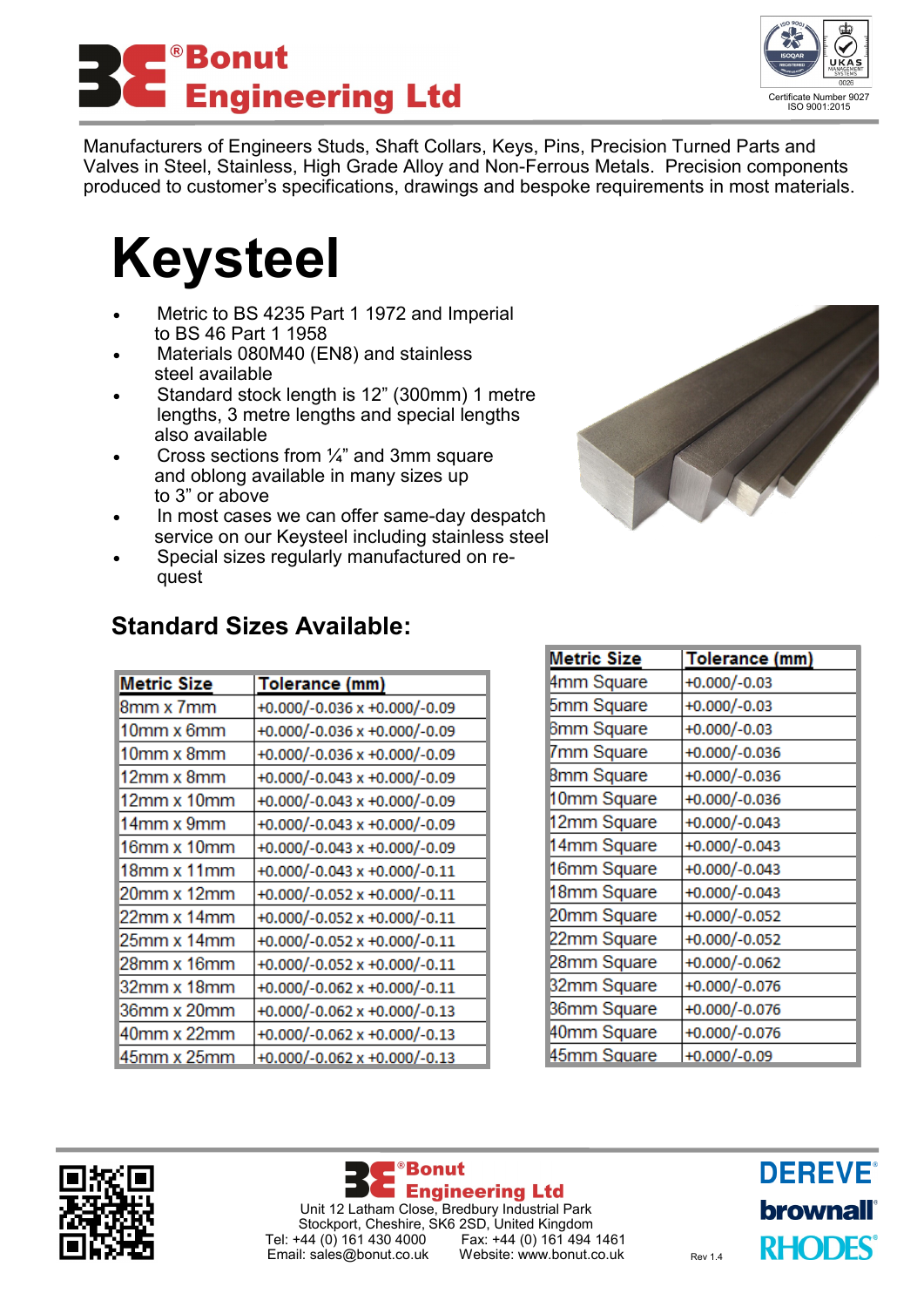# Bonut Engineering Ltd

Manufacturers of Engineers Studs, Shaft Collars, Keys, Pins, Precision Turned Parts and Valves in Steel, Stainless, High Grade Alloy and Non-Ferrous Metals. Precision components produced to customer's specifications, drawings and bespoke requirements in most materials.

# Keysteel

- Metric to BS 4235 Part 1 1972 and Imperial to BS 46 Part 1 1958
- Materials 080M40 (EN8) and stainless steel available
- Standard stock length is 12" (300mm) 1 metre lengths, 3 metre lengths and special lengths also available
- Cross sections from ¼" and 3mm square and oblong available in many sizes up to 3" or above
- In most cases we can offer same-day despatch service on our Keysteel including stainless steel
- Special sizes regularly manufactured on request

## Standard Sizes Available:

| Metric Size | Tolerance (mm) |
|---|---|
| 8mm x 7mm | +0.000/-0.036 x +0.000/-0.09 |
| 10mm x 6mm | +0.000/-0.036 x +0.000/-0.09 |
| 10mm x 8mm | +0.000/-0.036 x +0.000/-0.09 |
| 12mm x 8mm | +0.000/-0.043 x +0.000/-0.09 |
| 12mm x 10mm | +0.000/-0.043 x +0.000/-0.09 |
| 14mm x 9mm | +0.000/-0.043 x +0.000/-0.09 |
| 16mm x 10mm | +0.000/-0.043 x +0.000/-0.09 |
| 18mm x 11mm | +0.000/-0.043 x +0.000/-0.11 |
| 20mm x 12mm | +0.000/-0.052 x +0.000/-0.11 |
| 22mm x 14mm | +0.000/-0.052 x +0.000/-0.11 |
| 25mm x 14mm | +0.000/-0.052 x +0.000/-0.11 |
| 28mm x 16mm | +0.000/-0.052 x +0.000/-0.11 |
| 32mm x 18mm | +0.000/-0.062 x +0.000/-0.11 |
| 36mm x 20mm | +0.000/-0.062 x +0.000/-0.13 |
| 40mm x 22mm | +0.000/-0.062 x +0.000/-0.13 |
| 45mm x 25mm | +0.000/-0.062 x +0.000/-0.13 |

| Metric Size | Tolerance (mm) |
|---|---|
| 4mm Square | +0.000/-0.03 |
| 5mm Square | +0.000/-0.03 |
| 6mm Square | +0.000/-0.03 |
| 7mm Square | +0.000/-0.036 |
| 8mm Square | +0.000/-0.036 |
| 10mm Square | +0.000/-0.036 |
| 12mm Square | +0.000/-0.043 |
| 14mm Square | +0.000/-0.043 |
| 16mm Square | +0.000/-0.043 |
| 18mm Square | +0.000/-0.043 |
| 20mm Square | +0.000/-0.052 |
| 22mm Square | +0.000/-0.052 |
| 28mm Square | +0.000/-0.062 |
| 32mm Square | +0.000/-0.076 |
| 36mm Square | +0.000/-0.076 |
| 40mm Square | +0.000/-0.076 |
| 45mm Square | +0.000/-0.09 |

Bonut Engineering Ltd
Unit 12 Latham Close, Bredbury Industrial Park
Stockport, Cheshire, SK6 2SD, United Kingdom
Tel: +44 (0) 161 430 4000 Fax: +44 (0) 161 494 1461
Email: sales@bonut.co.uk Website: www.bonut.co.uk

Rev 1.4